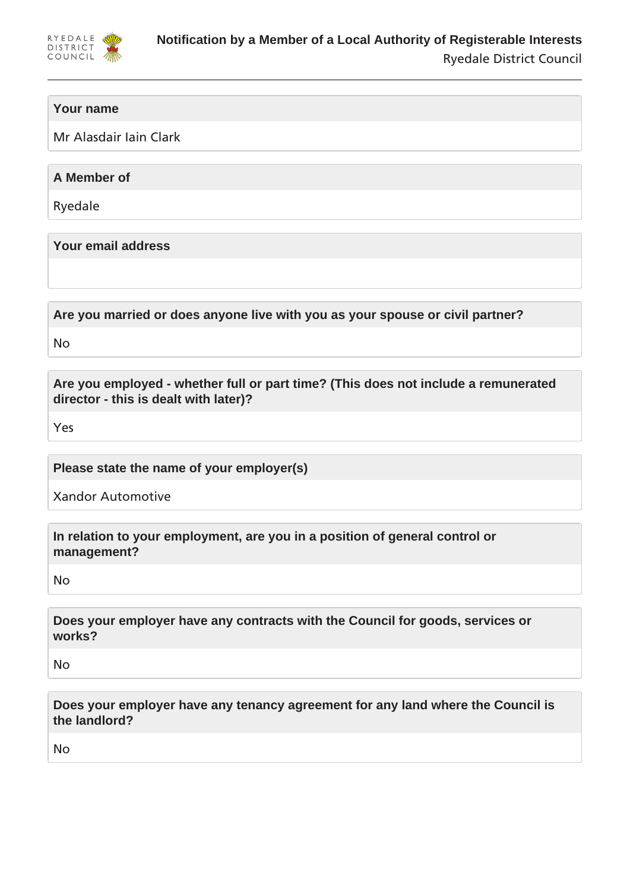# Notification by a Member of a Local Authority of Registerable Interests

Ryedale District Council

**Your name**

Mr Alasdair Iain Clark

**A Member of**

Ryedale

**Your email address**

**Are you married or does anyone live with you as your spouse or civil partner?**

No

**Are you employed - whether full or part time? (This does not include a remunerated director - this is dealt with later)?**

Yes

**Please state the name of your employer(s)**

Xandor Automotive

**In relation to your employment, are you in a position of general control or management?**

No

**Does your employer have any contracts with the Council for goods, services or works?**

No

**Does your employer have any tenancy agreement for any land where the Council is the landlord?**

No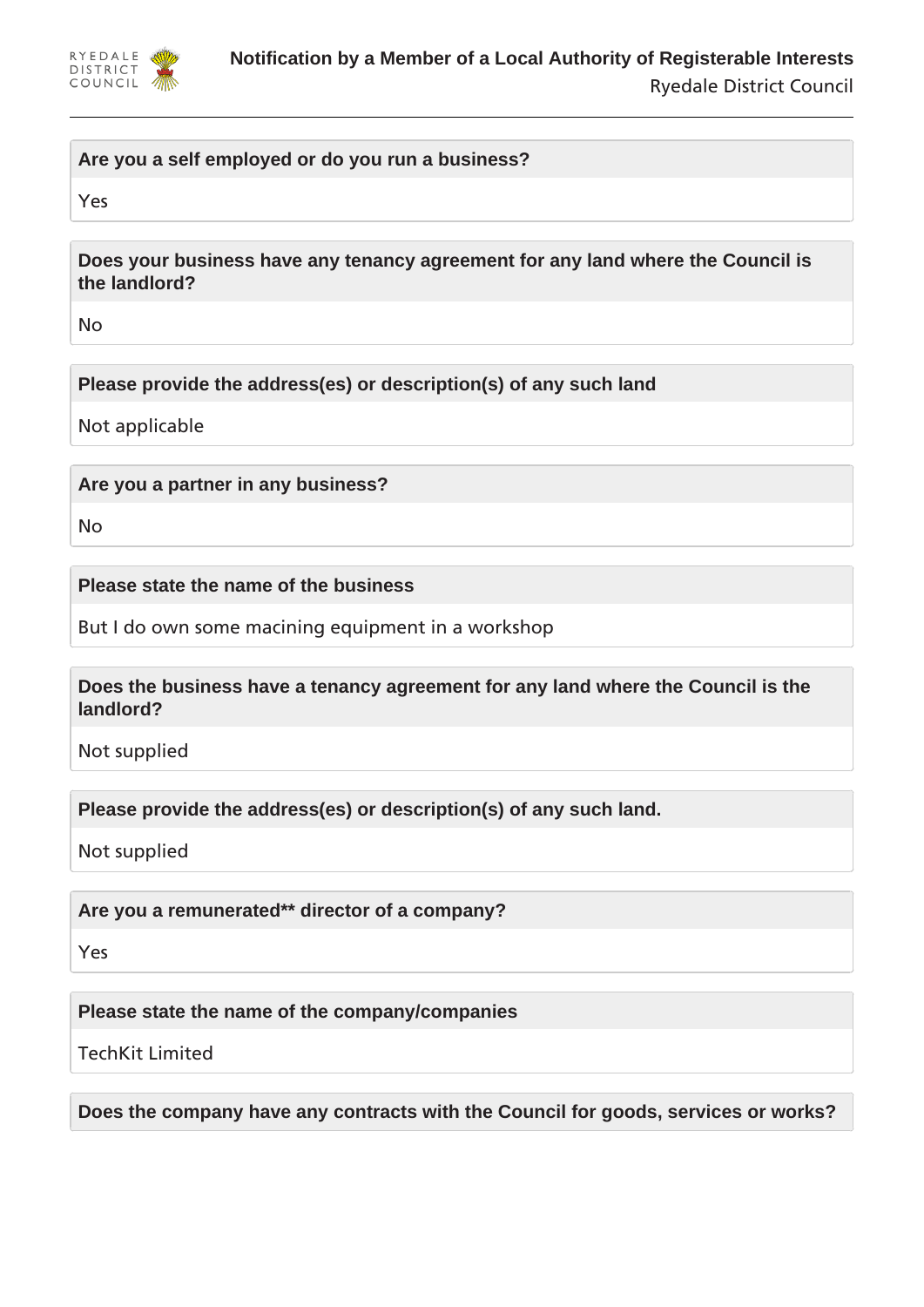**Are you a self employed or do you run a business?**

Yes

**Does your business have any tenancy agreement for any land where the Council is the landlord?**

No

**Please provide the address(es) or description(s) of any such land**

Not applicable

**Are you a partner in any business?**

No

**Please state the name of the business**

But I do own some macining equipment in a workshop

**Does the business have a tenancy agreement for any land where the Council is the landlord?**

Not supplied

**Please provide the address(es) or description(s) of any such land.**

Not supplied

**Are you a remunerated** director of a company?**

Yes

**Please state the name of the company/companies**

TechKit Limited

**Does the company have any contracts with the Council for goods, services or works?**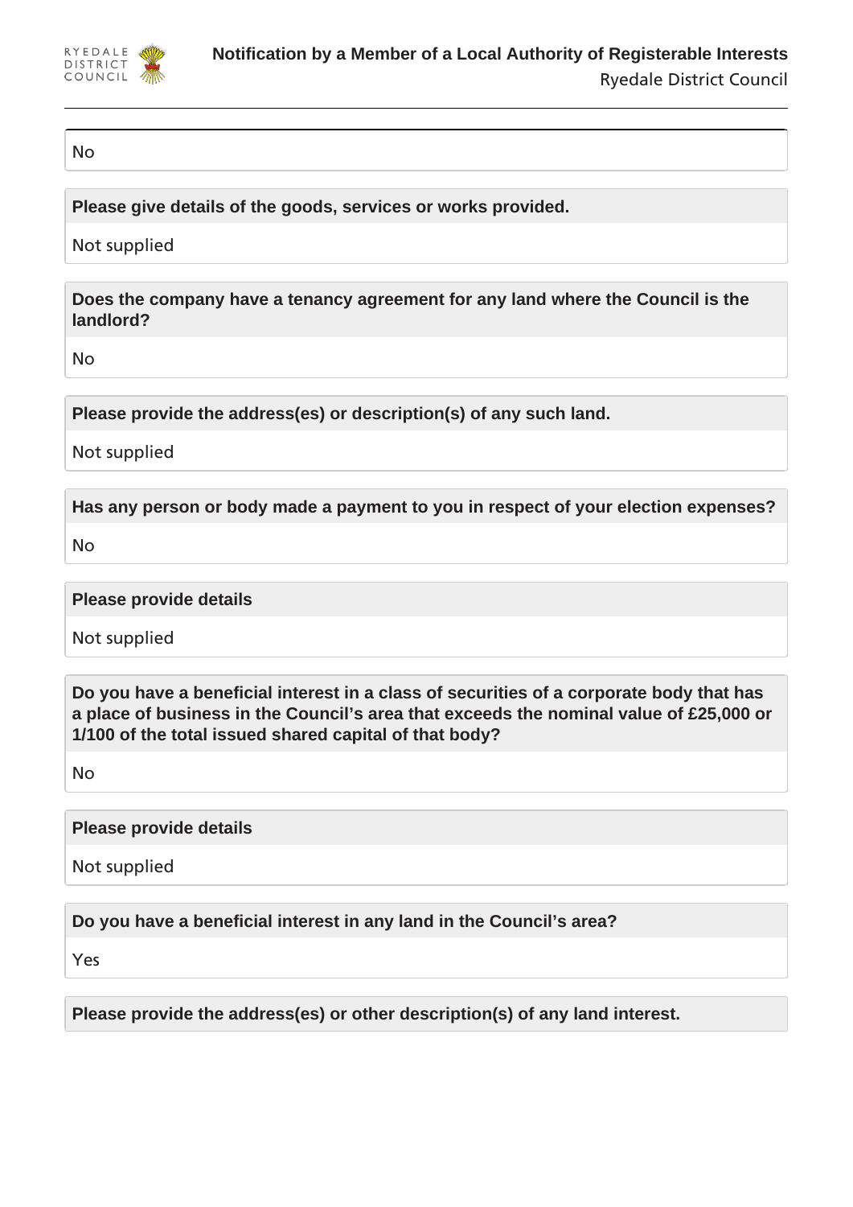No

**Please give details of the goods, services or works provided.**

Not supplied

**Does the company have a tenancy agreement for any land where the Council is the landlord?**

No

**Please provide the address(es) or description(s) of any such land.**

Not supplied

**Has any person or body made a payment to you in respect of your election expenses?**

No

**Please provide details**

Not supplied

**Do you have a beneficial interest in a class of securities of a corporate body that has a place of business in the Council's area that exceeds the nominal value of £25,000 or 1/100 of the total issued shared capital of that body?**

No

**Please provide details**

Not supplied

**Do you have a beneficial interest in any land in the Council's area?**

Yes

**Please provide the address(es) or other description(s) of any land interest.**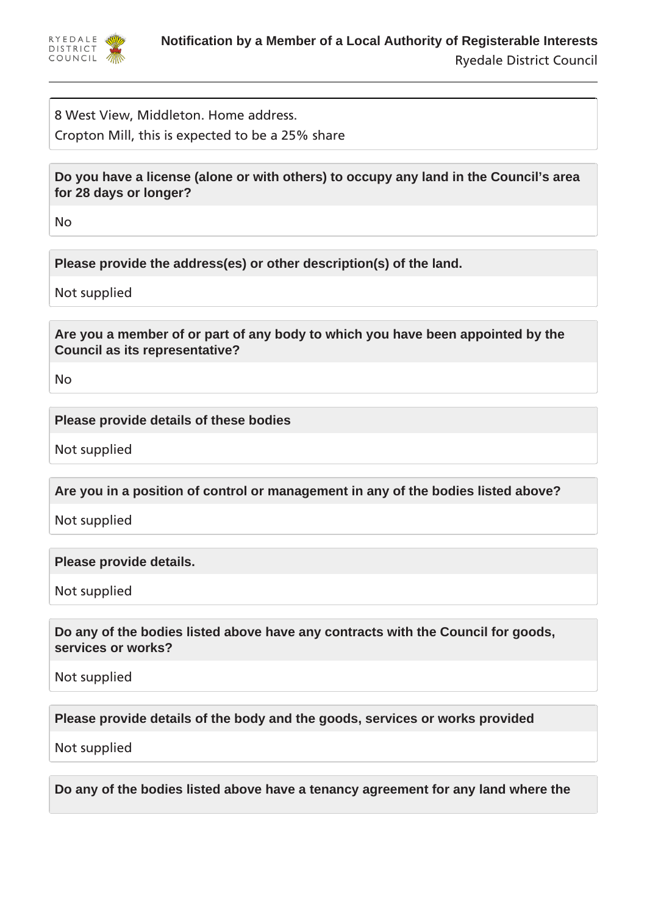8 West View, Middleton. Home address.
Cropton Mill, this is expected to be a 25% share

**Do you have a license (alone or with others) to occupy any land in the Council's area for 28 days or longer?**

No

**Please provide the address(es) or other description(s) of the land.**

Not supplied

**Are you a member of or part of any body to which you have been appointed by the Council as its representative?**

No

**Please provide details of these bodies**

Not supplied

**Are you in a position of control or management in any of the bodies listed above?**

Not supplied

**Please provide details.**

Not supplied

**Do any of the bodies listed above have any contracts with the Council for goods, services or works?**

Not supplied

**Please provide details of the body and the goods, services or works provided**

Not supplied

**Do any of the bodies listed above have a tenancy agreement for any land where the**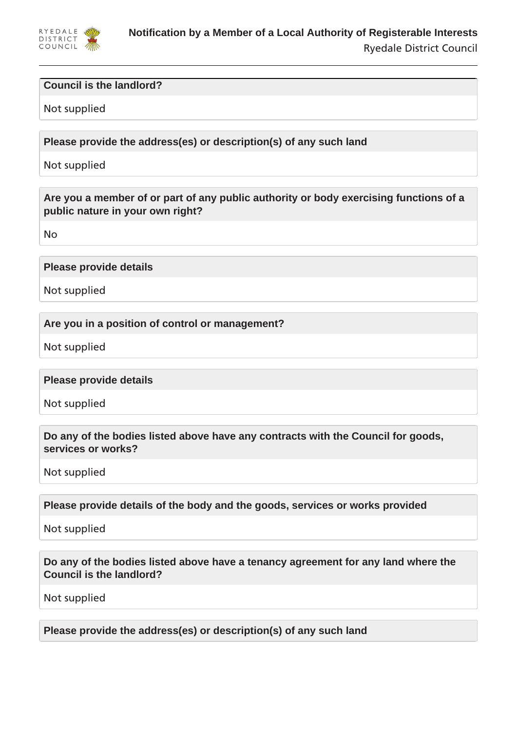**Council is the landlord?**

Not supplied

**Please provide the address(es) or description(s) of any such land**

Not supplied

**Are you a member of or part of any public authority or body exercising functions of a public nature in your own right?**

No

**Please provide details**

Not supplied

**Are you in a position of control or management?**

Not supplied

**Please provide details**

Not supplied

**Do any of the bodies listed above have any contracts with the Council for goods, services or works?**

Not supplied

**Please provide details of the body and the goods, services or works provided**

Not supplied

**Do any of the bodies listed above have a tenancy agreement for any land where the Council is the landlord?**

Not supplied

**Please provide the address(es) or description(s) of any such land**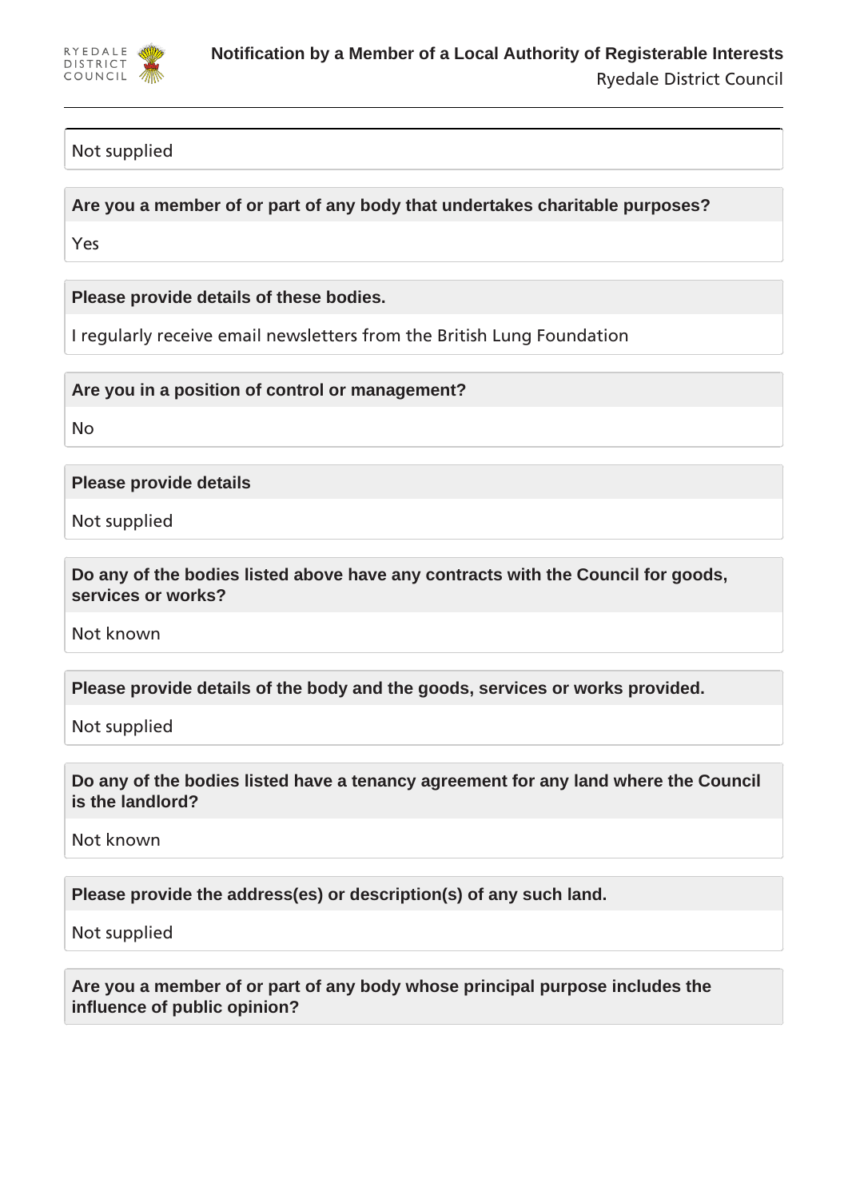Not supplied

**Are you a member of or part of any body that undertakes charitable purposes?**

Yes

**Please provide details of these bodies.**

I regularly receive email newsletters from the British Lung Foundation

**Are you in a position of control or management?**

No

**Please provide details**

Not supplied

**Do any of the bodies listed above have any contracts with the Council for goods, services or works?**

Not known

**Please provide details of the body and the goods, services or works provided.**

Not supplied

**Do any of the bodies listed have a tenancy agreement for any land where the Council is the landlord?**

Not known

**Please provide the address(es) or description(s) of any such land.**

Not supplied

**Are you a member of or part of any body whose principal purpose includes the influence of public opinion?**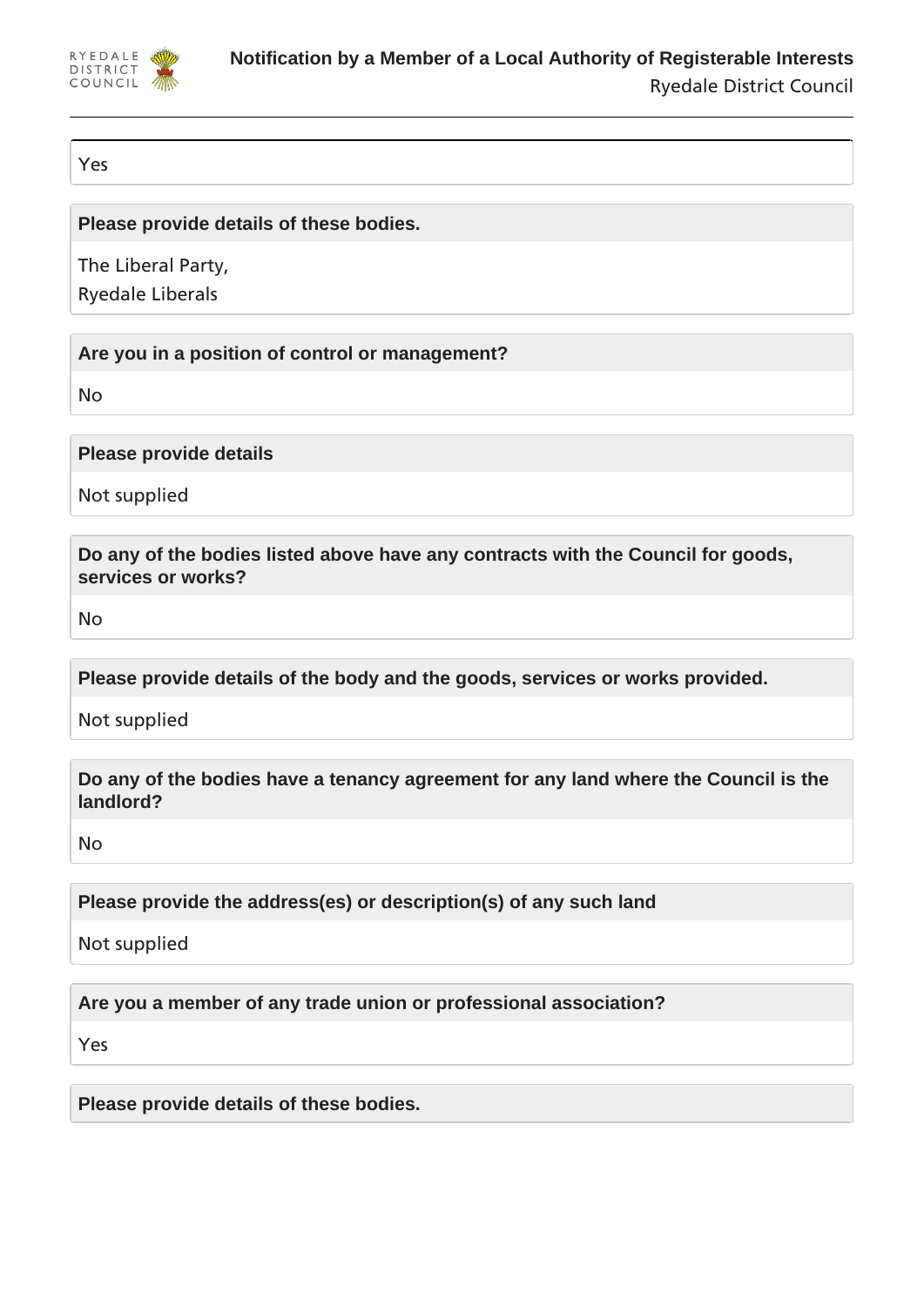Yes

**Please provide details of these bodies.**

The Liberal Party,

Ryedale Liberals

**Are you in a position of control or management?**

No

**Please provide details**

Not supplied

**Do any of the bodies listed above have any contracts with the Council for goods, services or works?**

No

**Please provide details of the body and the goods, services or works provided.**

Not supplied

**Do any of the bodies have a tenancy agreement for any land where the Council is the landlord?**

No

**Please provide the address(es) or description(s) of any such land**

Not supplied

**Are you a member of any trade union or professional association?**

Yes

**Please provide details of these bodies.**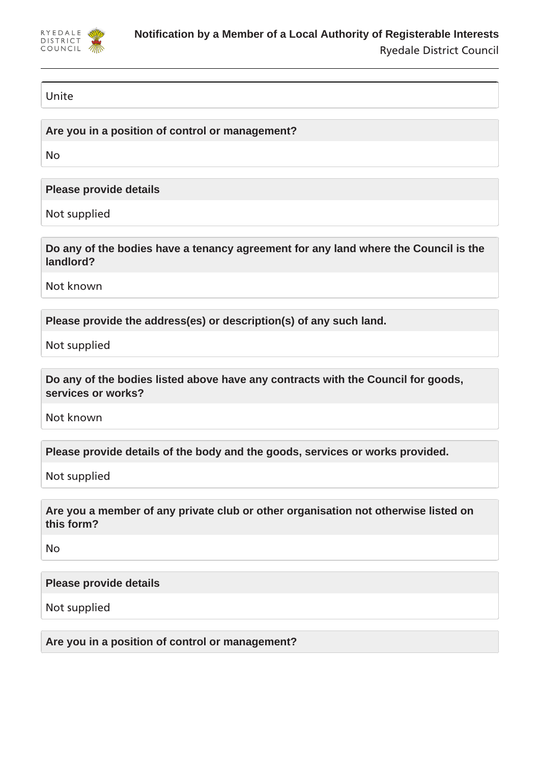Unite

**Are you in a position of control or management?**

No

**Please provide details**

Not supplied

**Do any of the bodies have a tenancy agreement for any land where the Council is the landlord?**

Not known

**Please provide the address(es) or description(s) of any such land.**

Not supplied

**Do any of the bodies listed above have any contracts with the Council for goods, services or works?**

Not known

**Please provide details of the body and the goods, services or works provided.**

Not supplied

**Are you a member of any private club or other organisation not otherwise listed on this form?**

No

**Please provide details**

Not supplied

**Are you in a position of control or management?**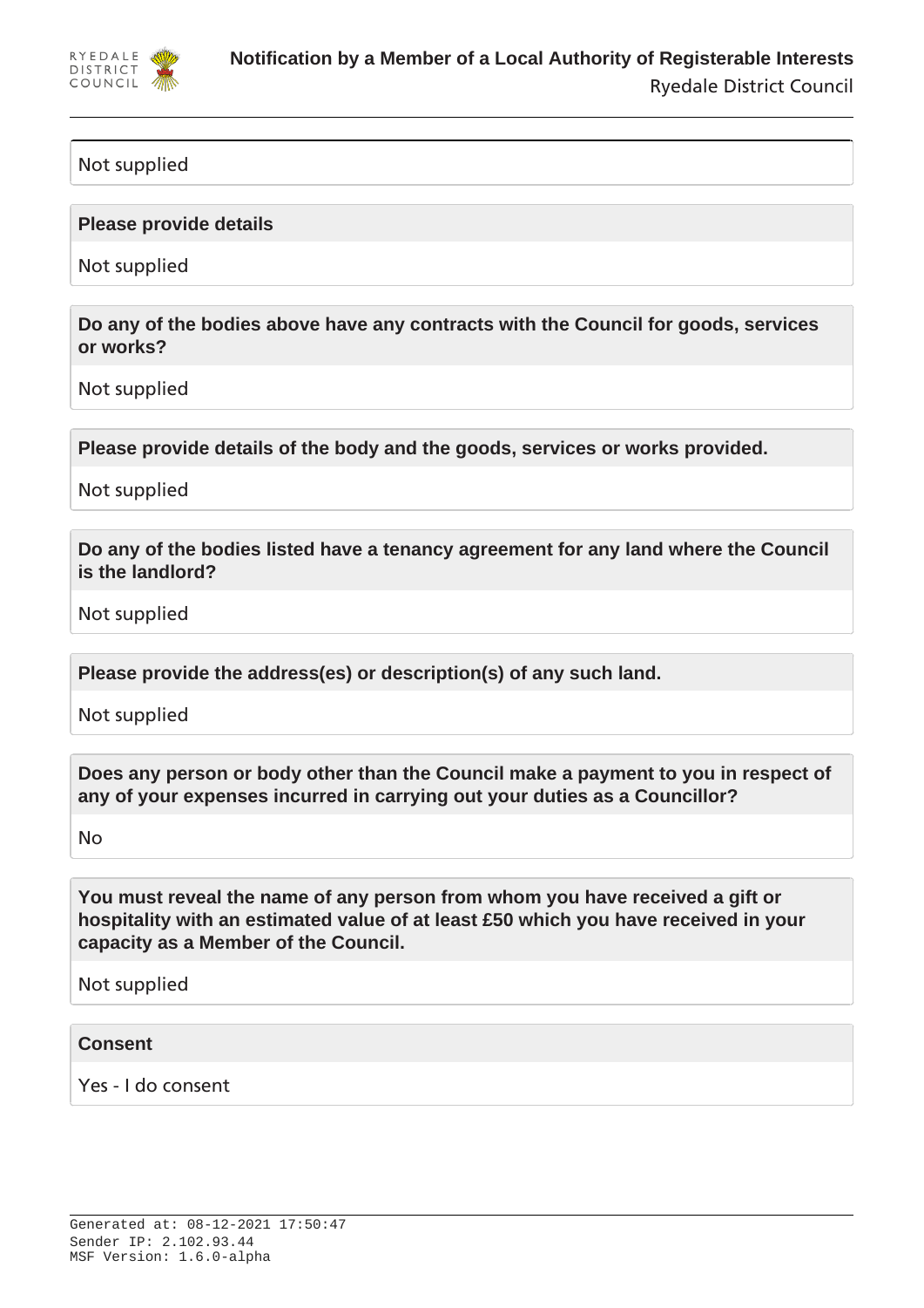Not supplied

**Please provide details**

Not supplied

**Do any of the bodies above have any contracts with the Council for goods, services or works?**

Not supplied

**Please provide details of the body and the goods, services or works provided.**

Not supplied

**Do any of the bodies listed have a tenancy agreement for any land where the Council is the landlord?**

Not supplied

**Please provide the address(es) or description(s) of any such land.**

Not supplied

**Does any person or body other than the Council make a payment to you in respect of any of your expenses incurred in carrying out your duties as a Councillor?**

No

**You must reveal the name of any person from whom you have received a gift or hospitality with an estimated value of at least £50 which you have received in your capacity as a Member of the Council.**

Not supplied

**Consent**

Yes - I do consent

Generated at: 08-12-2021 17:50:47
Sender IP: 2.102.93.44
MSF Version: 1.6.0-alpha